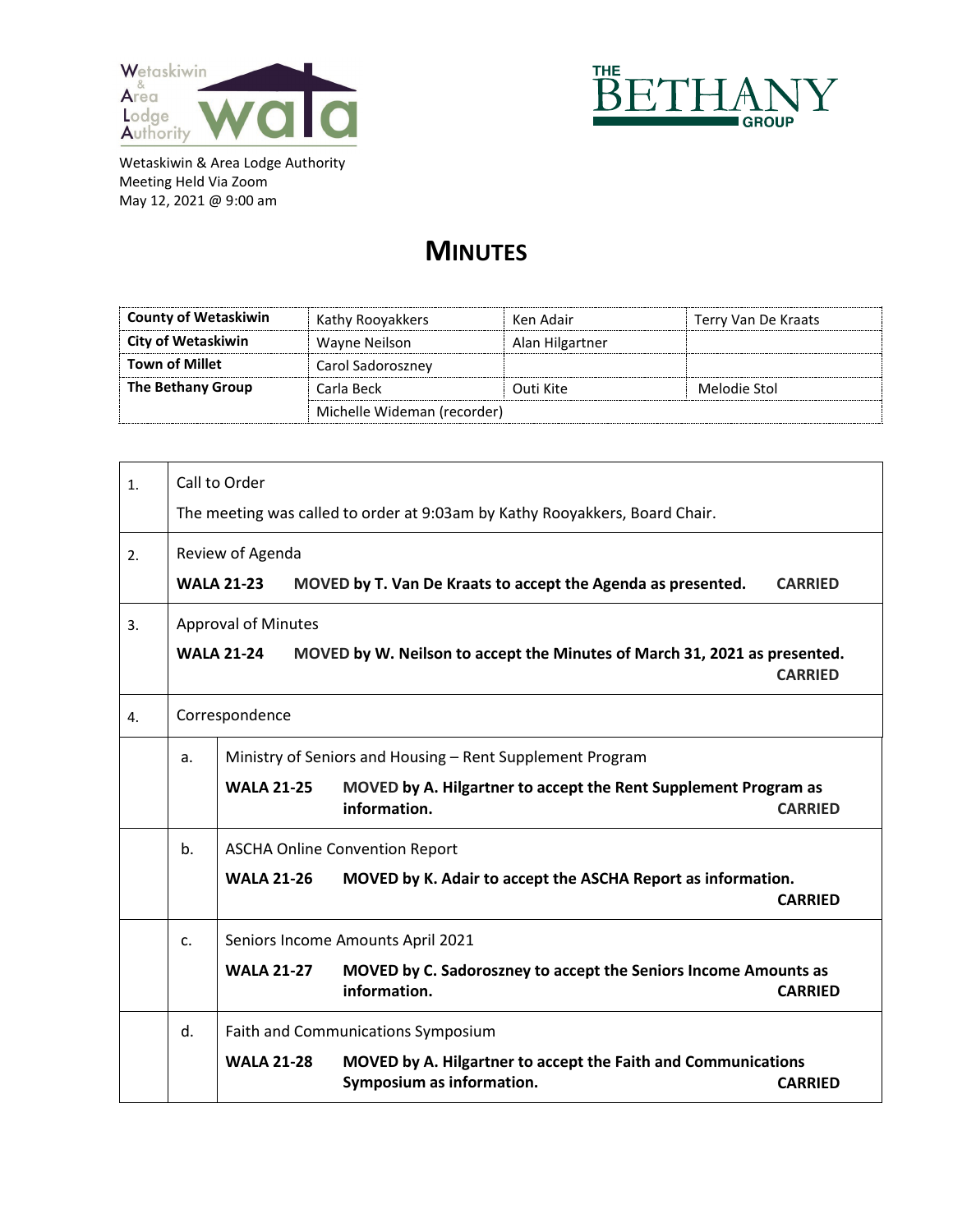Wetaskiwin & Area Lodge Authority
Meeting Held Via Zoom
May 12, 2021 @ 9:00 am

# MINUTES

| | | | |
|---|---|---|---|
| **County of Wetaskiwin** | Kathy Rooyakkers | Ken Adair | Terry Van De Kraats |
| **City of Wetaskiwin** | Wayne Neilson | Alan Hilgartner | |
| **Town of Millet** | Carol Sadoroszney | | |
| **The Bethany Group** | Carla Beck | Outi Kite | Melodie Stol |
| | Michelle Wideman (recorder) | | |

1. Call to Order

   The meeting was called to order at 9:03am by Kathy Rooyakkers, Board Chair.

2. Review of Agenda

   **WALA 21-23** **MOVED by T. Van De Kraats to accept the Agenda as presented.** **CARRIED**

3. Approval of Minutes

   **WALA 21-24** **MOVED by W. Neilson to accept the Minutes of March 31, 2021 as presented.** **CARRIED**

4. Correspondence

   a. Ministry of Seniors and Housing – Rent Supplement Program

      **WALA 21-25** **MOVED by A. Hilgartner to accept the Rent Supplement Program as information.** **CARRIED**

   b. ASCHA Online Convention Report

      **WALA 21-26** **MOVED by K. Adair to accept the ASCHA Report as information.** **CARRIED**

   c. Seniors Income Amounts April 2021

      **WALA 21-27** **MOVED by C. Sadoroszney to accept the Seniors Income Amounts as information.** **CARRIED**

   d. Faith and Communications Symposium

      **WALA 21-28** **MOVED by A. Hilgartner to accept the Faith and Communications Symposium as information.** **CARRIED**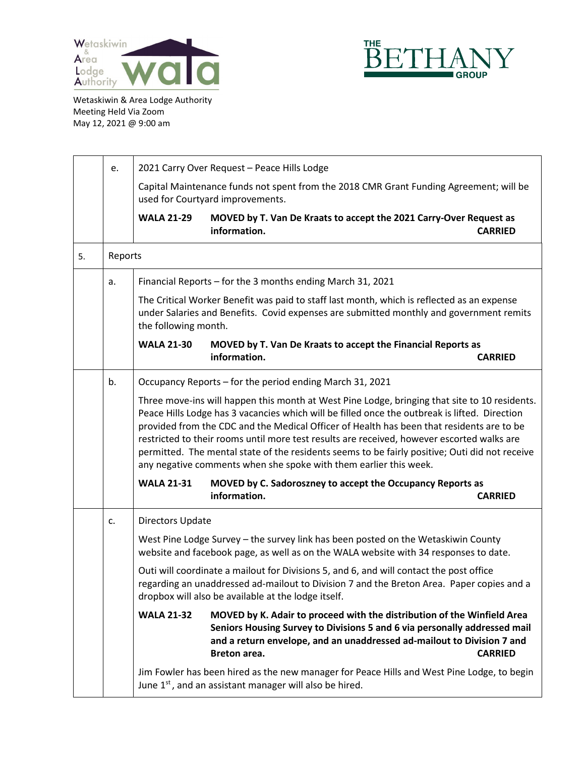Wetaskiwin & Area Lodge Authority
Meeting Held Via Zoom
May 12, 2021 @ 9:00 am

| | | |
|---|---|---|
| | e. | 2021 Carry Over Request – Peace Hills Lodge<br><br>Capital Maintenance funds not spent from the 2018 CMR Grant Funding Agreement; will be used for Courtyard improvements.<br><br>**WALA 21-29 MOVED by T. Van De Kraats to accept the 2021 Carry-Over Request as information. CARRIED** |
| 5. | Reports | |
| | a. | Financial Reports – for the 3 months ending March 31, 2021<br><br>The Critical Worker Benefit was paid to staff last month, which is reflected as an expense under Salaries and Benefits. Covid expenses are submitted monthly and government remits the following month.<br><br>**WALA 21-30 MOVED by T. Van De Kraats to accept the Financial Reports as information. CARRIED** |
| | b. | Occupancy Reports – for the period ending March 31, 2021<br><br>Three move-ins will happen this month at West Pine Lodge, bringing that site to 10 residents. Peace Hills Lodge has 3 vacancies which will be filled once the outbreak is lifted. Direction provided from the CDC and the Medical Officer of Health has been that residents are to be restricted to their rooms until more test results are received, however escorted walks are permitted. The mental state of the residents seems to be fairly positive; Outi did not receive any negative comments when she spoke with them earlier this week.<br><br>**WALA 21-31 MOVED by C. Sadoroszney to accept the Occupancy Reports as information. CARRIED** |
| | c. | Directors Update<br><br>West Pine Lodge Survey – the survey link has been posted on the Wetaskiwin County website and facebook page, as well as on the WALA website with 34 responses to date.<br><br>Outi will coordinate a mailout for Divisions 5, and 6, and will contact the post office regarding an unaddressed ad-mailout to Division 7 and the Breton Area. Paper copies and a dropbox will also be available at the lodge itself.<br><br>**WALA 21-32 MOVED by K. Adair to proceed with the distribution of the Winfield Area Seniors Housing Survey to Divisions 5 and 6 via personally addressed mail and a return envelope, and an unaddressed ad-mailout to Division 7 and Breton area. CARRIED**<br><br>Jim Fowler has been hired as the new manager for Peace Hills and West Pine Lodge, to begin June 1st, and an assistant manager will also be hired. |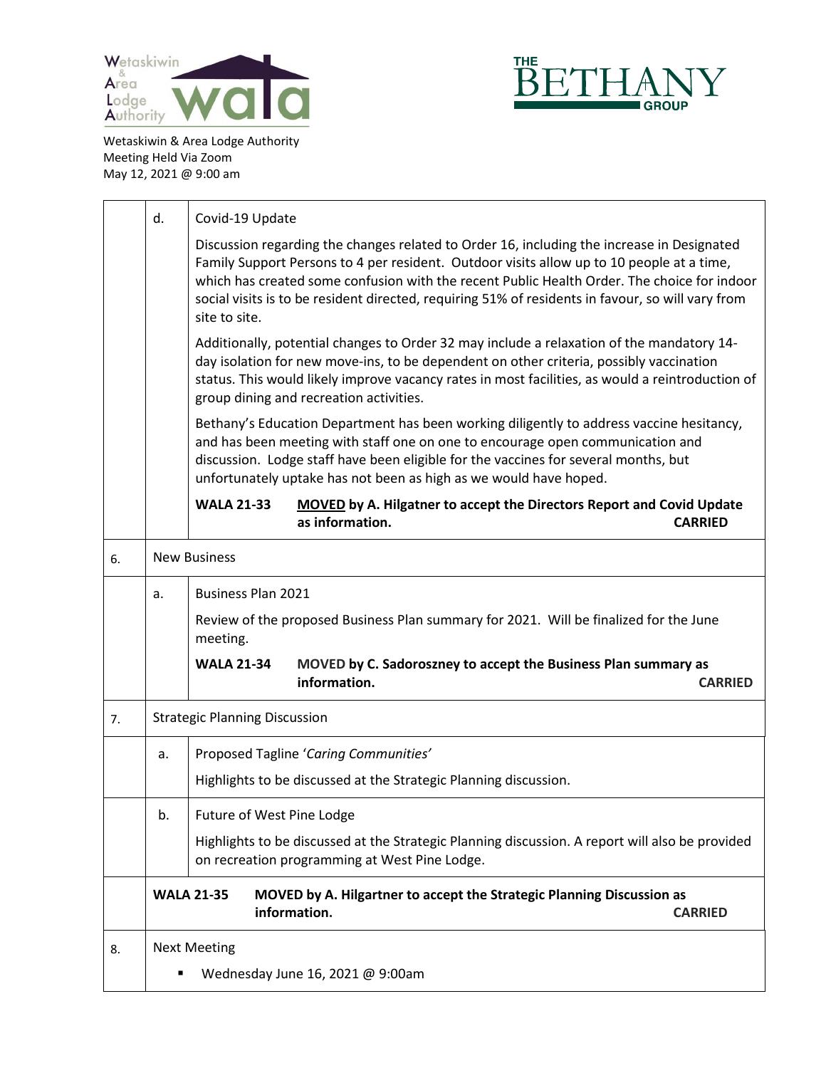Wetaskiwin & Area Lodge Authority
Meeting Held Via Zoom
May 12, 2021 @ 9:00 am

| | | |
|---|---|---|
| | d. | Covid-19 Update<br><br>Discussion regarding the changes related to Order 16, including the increase in Designated Family Support Persons to 4 per resident. Outdoor visits allow up to 10 people at a time, which has created some confusion with the recent Public Health Order. The choice for indoor social visits is to be resident directed, requiring 51% of residents in favour, so will vary from site to site.<br><br>Additionally, potential changes to Order 32 may include a relaxation of the mandatory 14-day isolation for new move-ins, to be dependent on other criteria, possibly vaccination status. This would likely improve vacancy rates in most facilities, as would a reintroduction of group dining and recreation activities.<br><br>Bethany's Education Department has been working diligently to address vaccine hesitancy, and has been meeting with staff one on one to encourage open communication and discussion. Lodge staff have been eligible for the vaccines for several months, but unfortunately uptake has not been as high as we would have hoped.<br><br>**WALA 21-33** **MOVED by A. Hilgatner to accept the Directors Report and Covid Update as information. CARRIED** |
| 6. | New Business | |
| | a. | Business Plan 2021<br><br>Review of the proposed Business Plan summary for 2021. Will be finalized for the June meeting.<br><br>**WALA 21-34** **MOVED by C. Sadoroszney to accept the Business Plan summary as information. CARRIED** |
| 7. | Strategic Planning Discussion | |
| | a. | Proposed Tagline '*Caring Communities'*<br><br>Highlights to be discussed at the Strategic Planning discussion. |
| | b. | Future of West Pine Lodge<br><br>Highlights to be discussed at the Strategic Planning discussion. A report will also be provided on recreation programming at West Pine Lodge. |
| | **WALA 21-35** **MOVED by A. Hilgartner to accept the Strategic Planning Discussion as information. CARRIED** | |
| 8. | Next Meeting<br><br>▪ Wednesday June 16, 2021 @ 9:00am | |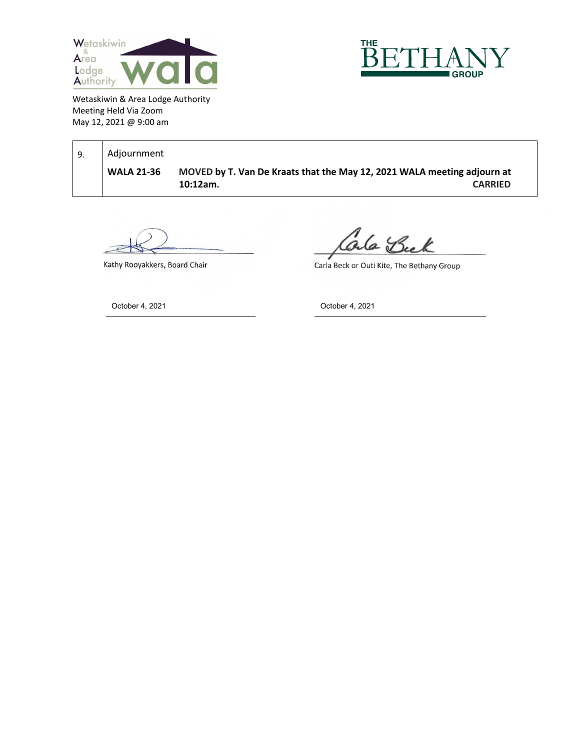Wetaskiwin & Area Lodge Authority
Meeting Held Via Zoom
May 12, 2021 @ 9:00 am

| | | |
|---|---|---|
| 9. | Adjournment | |
| | **WALA 21-36** | **MOVED by T. Van De Kraats that the May 12, 2021 WALA meeting adjourn at 10:12am.** **CARRIED** |

Kathy Rooyakkers, Board Chair

October 4, 2021

Carla Beck or Outi Kite, The Bethany Group

October 4, 2021